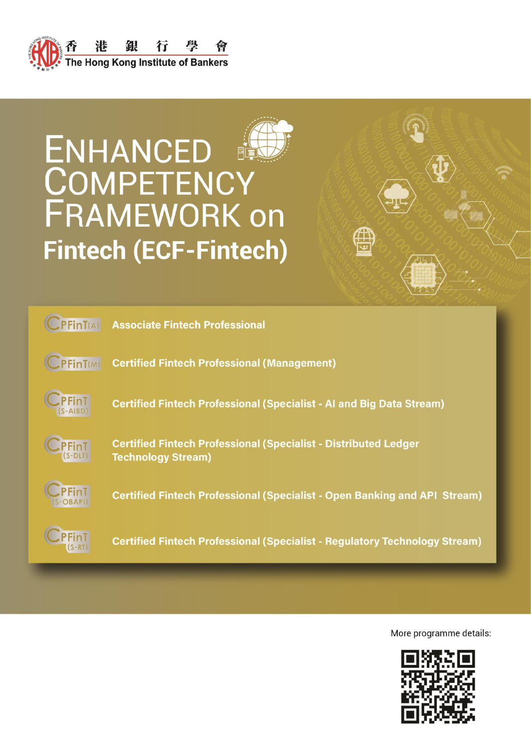香港銀行學會
The Hong Kong Institute of Bankers

# ENHANCED COMPETENCY FRAMEWORK on Fintech (ECF-Fintech)

| | |
|---|---|
| CPFinT(A) | Associate Fintech Professional |
| CPFinT(M) | Certified Fintech Professional (Management) |
| CPFinT (S-AIBD) | Certified Fintech Professional (Specialist - AI and Big Data Stream) |
| CPFinT (S-DLT) | Certified Fintech Professional (Specialist - Distributed Ledger Technology Stream) |
| CPFinT (S-OBAPI) | Certified Fintech Professional (Specialist - Open Banking and API Stream) |
| CPFinT (S-RT) | Certified Fintech Professional (Specialist - Regulatory Technology Stream) |

More programme details: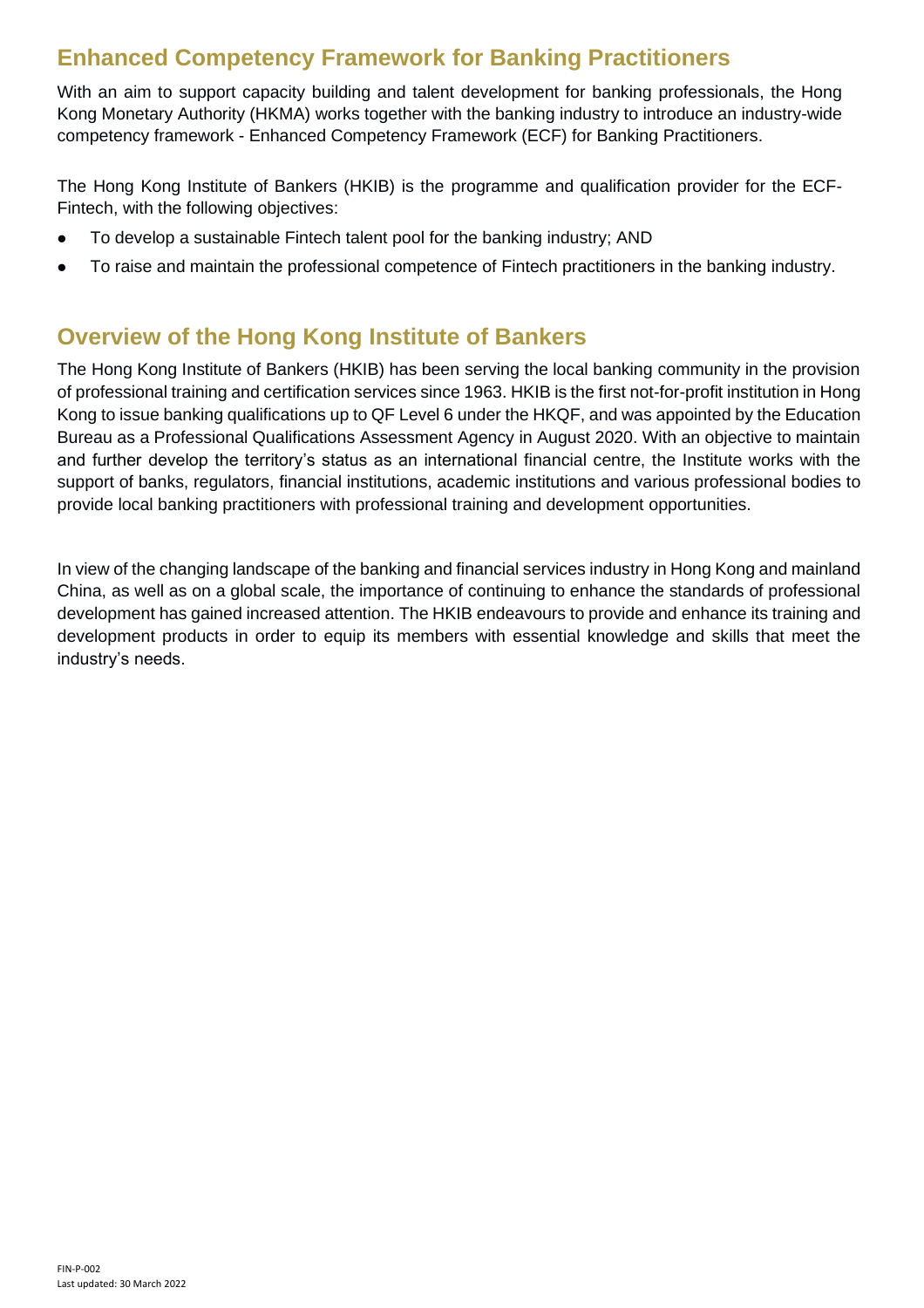## Enhanced Competency Framework for Banking Practitioners

With an aim to support capacity building and talent development for banking professionals, the Hong Kong Monetary Authority (HKMA) works together with the banking industry to introduce an industry-wide competency framework - Enhanced Competency Framework (ECF) for Banking Practitioners.

The Hong Kong Institute of Bankers (HKIB) is the programme and qualification provider for the ECF-Fintech, with the following objectives:

- To develop a sustainable Fintech talent pool for the banking industry; AND
- To raise and maintain the professional competence of Fintech practitioners in the banking industry.

## Overview of the Hong Kong Institute of Bankers

The Hong Kong Institute of Bankers (HKIB) has been serving the local banking community in the provision of professional training and certification services since 1963. HKIB is the first not-for-profit institution in Hong Kong to issue banking qualifications up to QF Level 6 under the HKQF, and was appointed by the Education Bureau as a Professional Qualifications Assessment Agency in August 2020. With an objective to maintain and further develop the territory's status as an international financial centre, the Institute works with the support of banks, regulators, financial institutions, academic institutions and various professional bodies to provide local banking practitioners with professional training and development opportunities.

In view of the changing landscape of the banking and financial services industry in Hong Kong and mainland China, as well as on a global scale, the importance of continuing to enhance the standards of professional development has gained increased attention. The HKIB endeavours to provide and enhance its training and development products in order to equip its members with essential knowledge and skills that meet the industry's needs.

FIN-P-002
Last updated: 30 March 2022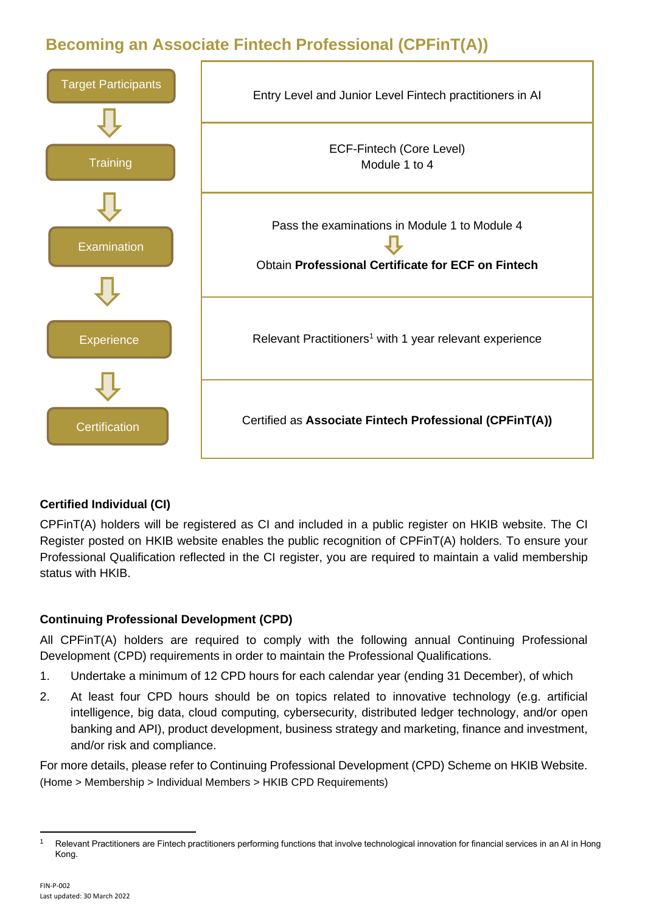## Becoming an Associate Fintech Professional (CPFinT(A))

| Stage | Requirement |
|---|---|
| Target Participants | Entry Level and Junior Level Fintech practitioners in AI |
| Training | ECF-Fintech (Core Level) Module 1 to 4 |
| Examination | Pass the examinations in Module 1 to Module 4 ⇩ Obtain **Professional Certificate for ECF on Fintech** |
| Experience | Relevant Practitioners[1] with 1 year relevant experience |
| Certification | Certified as **Associate Fintech Professional (CPFinT(A))** |

**Certified Individual (CI)**

CPFinT(A) holders will be registered as CI and included in a public register on HKIB website. The CI Register posted on HKIB website enables the public recognition of CPFinT(A) holders. To ensure your Professional Qualification reflected in the CI register, you are required to maintain a valid membership status with HKIB.

**Continuing Professional Development (CPD)**

All CPFinT(A) holders are required to comply with the following annual Continuing Professional Development (CPD) requirements in order to maintain the Professional Qualifications.

1. Undertake a minimum of 12 CPD hours for each calendar year (ending 31 December), of which
2. At least four CPD hours should be on topics related to innovative technology (e.g. artificial intelligence, big data, cloud computing, cybersecurity, distributed ledger technology, and/or open banking and API), product development, business strategy and marketing, finance and investment, and/or risk and compliance.

For more details, please refer to Continuing Professional Development (CPD) Scheme on HKIB Website. (Home > Membership > Individual Members > HKIB CPD Requirements)

[1] Relevant Practitioners are Fintech practitioners performing functions that involve technological innovation for financial services in an AI in Hong Kong.

FIN-P-002
Last updated: 30 March 2022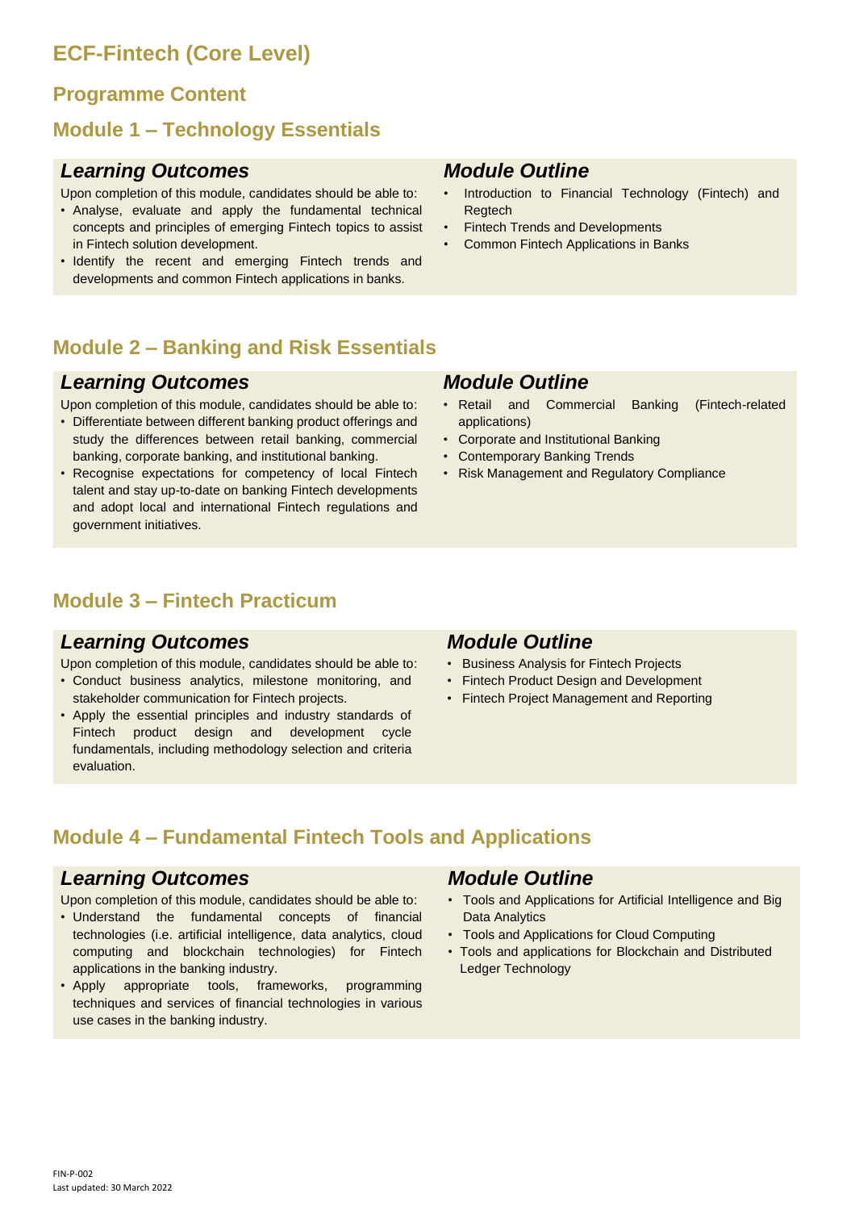# ECF-Fintech (Core Level)

## Programme Content

## Module 1 – Technology Essentials

### *Learning Outcomes*

Upon completion of this module, candidates should be able to:

- Analyse, evaluate and apply the fundamental technical concepts and principles of emerging Fintech topics to assist in Fintech solution development.
- Identify the recent and emerging Fintech trends and developments and common Fintech applications in banks.

### *Module Outline*

- Introduction to Financial Technology (Fintech) and Regtech
- Fintech Trends and Developments
- Common Fintech Applications in Banks

## Module 2 – Banking and Risk Essentials

### *Learning Outcomes*

Upon completion of this module, candidates should be able to:

- Differentiate between different banking product offerings and study the differences between retail banking, commercial banking, corporate banking, and institutional banking.
- Recognise expectations for competency of local Fintech talent and stay up-to-date on banking Fintech developments and adopt local and international Fintech regulations and government initiatives.

### *Module Outline*

- Retail and Commercial Banking (Fintech-related applications)
- Corporate and Institutional Banking
- Contemporary Banking Trends
- Risk Management and Regulatory Compliance

## Module 3 – Fintech Practicum

### *Learning Outcomes*

Upon completion of this module, candidates should be able to:

- Conduct business analytics, milestone monitoring, and stakeholder communication for Fintech projects.
- Apply the essential principles and industry standards of Fintech product design and development cycle fundamentals, including methodology selection and criteria evaluation.

### *Module Outline*

- Business Analysis for Fintech Projects
- Fintech Product Design and Development
- Fintech Project Management and Reporting

## Module 4 – Fundamental Fintech Tools and Applications

### *Learning Outcomes*

Upon completion of this module, candidates should be able to:

- Understand the fundamental concepts of financial technologies (i.e. artificial intelligence, data analytics, cloud computing and blockchain technologies) for Fintech applications in the banking industry.
- Apply appropriate tools, frameworks, programming techniques and services of financial technologies in various use cases in the banking industry.

### *Module Outline*

- Tools and Applications for Artificial Intelligence and Big Data Analytics
- Tools and Applications for Cloud Computing
- Tools and applications for Blockchain and Distributed Ledger Technology

FIN-P-002
Last updated: 30 March 2022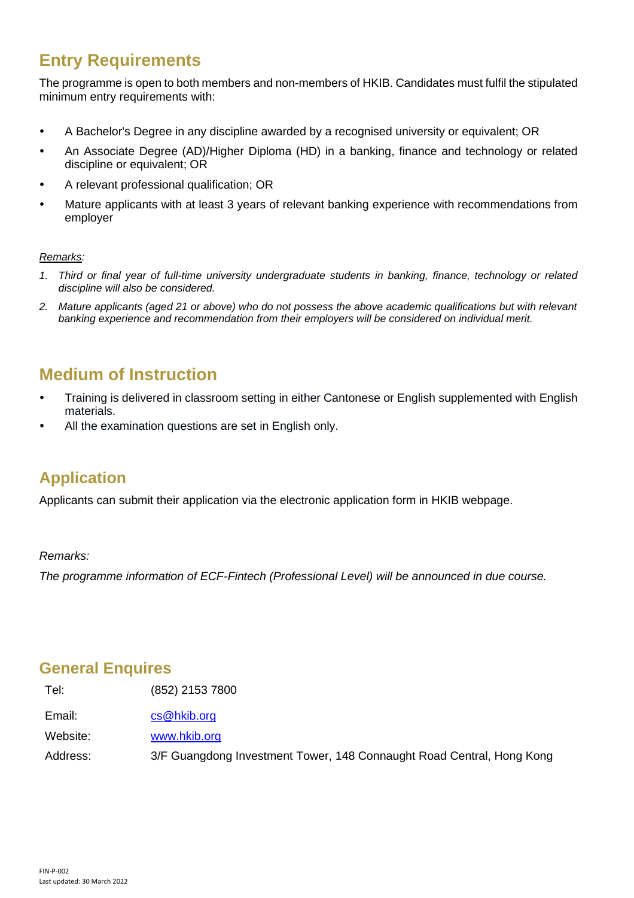## Entry Requirements

The programme is open to both members and non-members of HKIB. Candidates must fulfil the stipulated minimum entry requirements with:

- A Bachelor's Degree in any discipline awarded by a recognised university or equivalent; OR
- An Associate Degree (AD)/Higher Diploma (HD) in a banking, finance and technology or related discipline or equivalent; OR
- A relevant professional qualification; OR
- Mature applicants with at least 3 years of relevant banking experience with recommendations from employer

*Remarks:*

1. *Third or final year of full-time university undergraduate students in banking, finance, technology or related discipline will also be considered.*
2. *Mature applicants (aged 21 or above) who do not possess the above academic qualifications but with relevant banking experience and recommendation from their employers will be considered on individual merit.*

## Medium of Instruction

- Training is delivered in classroom setting in either Cantonese or English supplemented with English materials.
- All the examination questions are set in English only.

## Application

Applicants can submit their application via the electronic application form in HKIB webpage.

*Remarks:*

*The programme information of ECF-Fintech (Professional Level) will be announced in due course.*

## General Enquires

| | |
|---|---|
| Tel: | (852) 2153 7800 |
| Email: | cs@hkib.org |
| Website: | www.hkib.org |
| Address: | 3/F Guangdong Investment Tower, 148 Connaught Road Central, Hong Kong |

FIN-P-002
Last updated: 30 March 2022